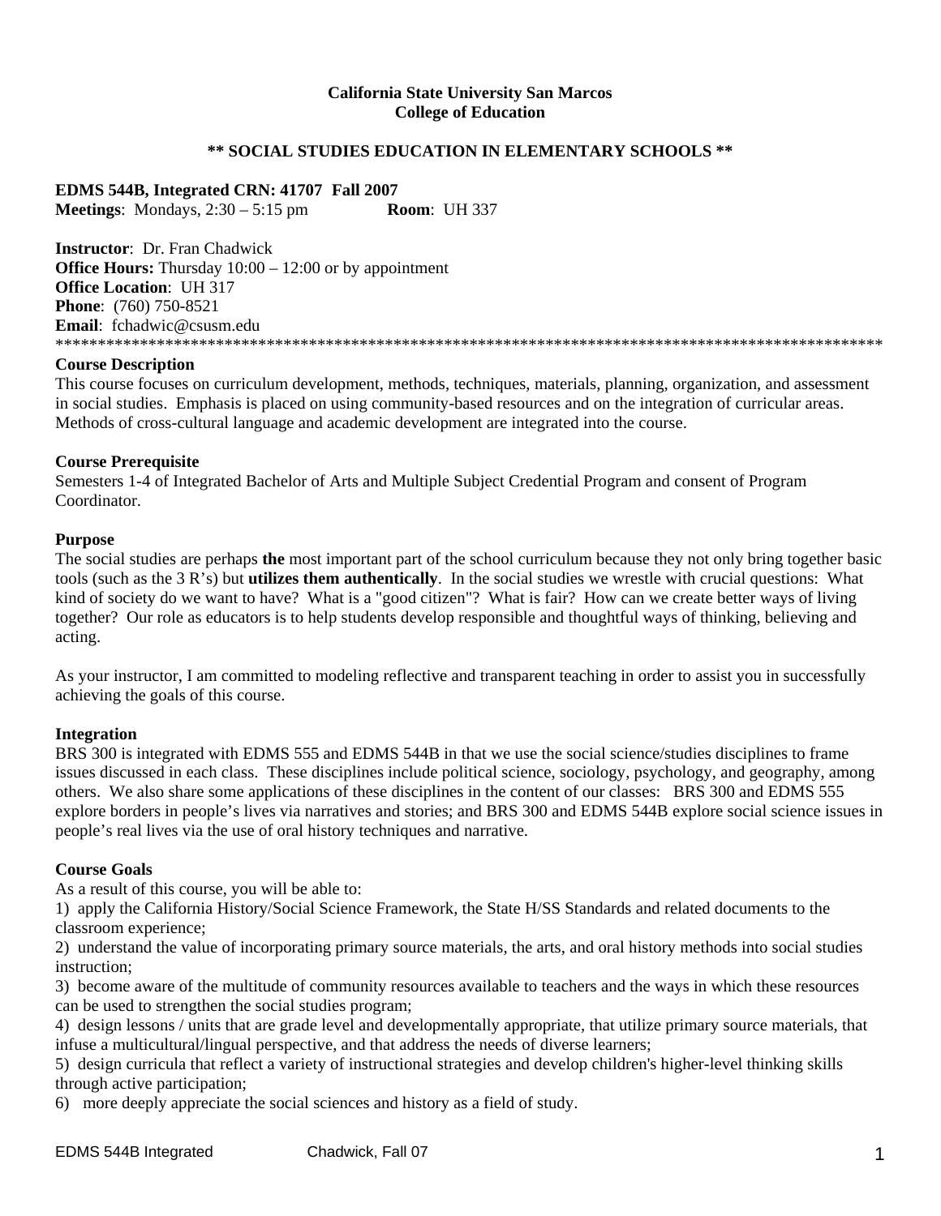**California State University San Marcos**
**College of Education**

**\*\* SOCIAL STUDIES EDUCATION IN ELEMENTARY SCHOOLS \*\***

**EDMS 544B, Integrated CRN: 41707 Fall 2007**
**Meetings**: Mondays, 2:30 – 5:15 pm **Room**: UH 337

**Instructor**: Dr. Fran Chadwick
**Office Hours:** Thursday 10:00 – 12:00 or by appointment
**Office Location**: UH 317
**Phone**: (760) 750-8521
**Email**: fchadwic@csusm.edu

\*\*\*\*\*\*\*\*\*\*\*\*\*\*\*\*\*\*\*\*\*\*\*\*\*\*\*\*\*\*\*\*\*\*\*\*\*\*\*\*\*\*\*\*\*\*\*\*\*\*\*\*\*\*\*\*\*\*\*\*\*\*\*\*\*\*\*\*\*\*\*\*\*\*\*\*\*\*\*\*\*\*\*\*\*\*\*\*\*\*\*\*\*\*\*\*\*\*\*\*

**Course Description**

This course focuses on curriculum development, methods, techniques, materials, planning, organization, and assessment in social studies. Emphasis is placed on using community-based resources and on the integration of curricular areas. Methods of cross-cultural language and academic development are integrated into the course.

**Course Prerequisite**

Semesters 1-4 of Integrated Bachelor of Arts and Multiple Subject Credential Program and consent of Program Coordinator.

**Purpose**

The social studies are perhaps **the** most important part of the school curriculum because they not only bring together basic tools (such as the 3 R's) but **utilizes them authentically**. In the social studies we wrestle with crucial questions: What kind of society do we want to have? What is a "good citizen"? What is fair? How can we create better ways of living together? Our role as educators is to help students develop responsible and thoughtful ways of thinking, believing and acting.

As your instructor, I am committed to modeling reflective and transparent teaching in order to assist you in successfully achieving the goals of this course.

**Integration**

BRS 300 is integrated with EDMS 555 and EDMS 544B in that we use the social science/studies disciplines to frame issues discussed in each class. These disciplines include political science, sociology, psychology, and geography, among others. We also share some applications of these disciplines in the content of our classes: BRS 300 and EDMS 555 explore borders in people's lives via narratives and stories; and BRS 300 and EDMS 544B explore social science issues in people's real lives via the use of oral history techniques and narrative.

**Course Goals**

As a result of this course, you will be able to:

1) apply the California History/Social Science Framework, the State H/SS Standards and related documents to the classroom experience;
2) understand the value of incorporating primary source materials, the arts, and oral history methods into social studies instruction;
3) become aware of the multitude of community resources available to teachers and the ways in which these resources can be used to strengthen the social studies program;
4) design lessons / units that are grade level and developmentally appropriate, that utilize primary source materials, that infuse a multicultural/lingual perspective, and that address the needs of diverse learners;
5) design curricula that reflect a variety of instructional strategies and develop children's higher-level thinking skills through active participation;
6) more deeply appreciate the social sciences and history as a field of study.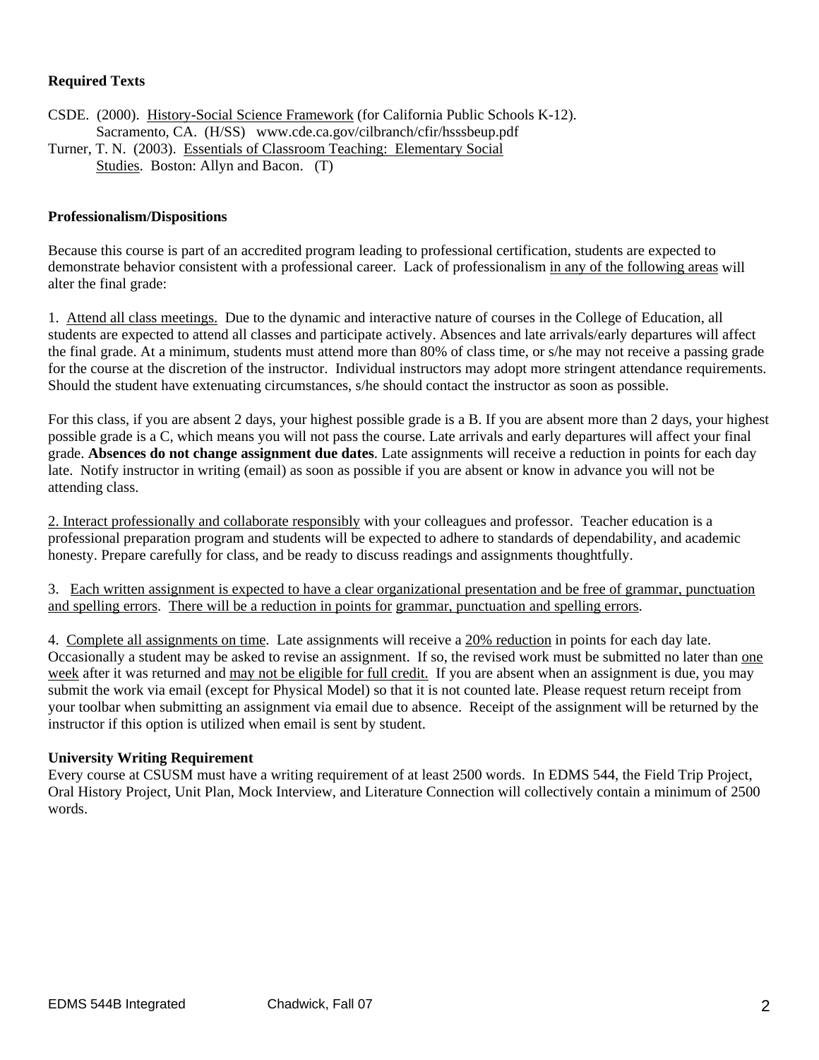**Required Texts**

CSDE. (2000). History-Social Science Framework (for California Public Schools K-12). Sacramento, CA. (H/SS) www.cde.ca.gov/cilbranch/cfir/hsssbeup.pdf

Turner, T. N. (2003). Essentials of Classroom Teaching: Elementary Social Studies. Boston: Allyn and Bacon. (T)

**Professionalism/Dispositions**

Because this course is part of an accredited program leading to professional certification, students are expected to demonstrate behavior consistent with a professional career. Lack of professionalism in any of the following areas will alter the final grade:

1. Attend all class meetings. Due to the dynamic and interactive nature of courses in the College of Education, all students are expected to attend all classes and participate actively. Absences and late arrivals/early departures will affect the final grade. At a minimum, students must attend more than 80% of class time, or s/he may not receive a passing grade for the course at the discretion of the instructor. Individual instructors may adopt more stringent attendance requirements. Should the student have extenuating circumstances, s/he should contact the instructor as soon as possible.

For this class, if you are absent 2 days, your highest possible grade is a B. If you are absent more than 2 days, your highest possible grade is a C, which means you will not pass the course. Late arrivals and early departures will affect your final grade. **Absences do not change assignment due dates**. Late assignments will receive a reduction in points for each day late. Notify instructor in writing (email) as soon as possible if you are absent or know in advance you will not be attending class.

2. Interact professionally and collaborate responsibly with your colleagues and professor. Teacher education is a professional preparation program and students will be expected to adhere to standards of dependability, and academic honesty. Prepare carefully for class, and be ready to discuss readings and assignments thoughtfully.

3. Each written assignment is expected to have a clear organizational presentation and be free of grammar, punctuation and spelling errors. There will be a reduction in points for grammar, punctuation and spelling errors.

4. Complete all assignments on time. Late assignments will receive a 20% reduction in points for each day late. Occasionally a student may be asked to revise an assignment. If so, the revised work must be submitted no later than one week after it was returned and may not be eligible for full credit. If you are absent when an assignment is due, you may submit the work via email (except for Physical Model) so that it is not counted late. Please request return receipt from your toolbar when submitting an assignment via email due to absence. Receipt of the assignment will be returned by the instructor if this option is utilized when email is sent by student.

**University Writing Requirement**

Every course at CSUSM must have a writing requirement of at least 2500 words. In EDMS 544, the Field Trip Project, Oral History Project, Unit Plan, Mock Interview, and Literature Connection will collectively contain a minimum of 2500 words.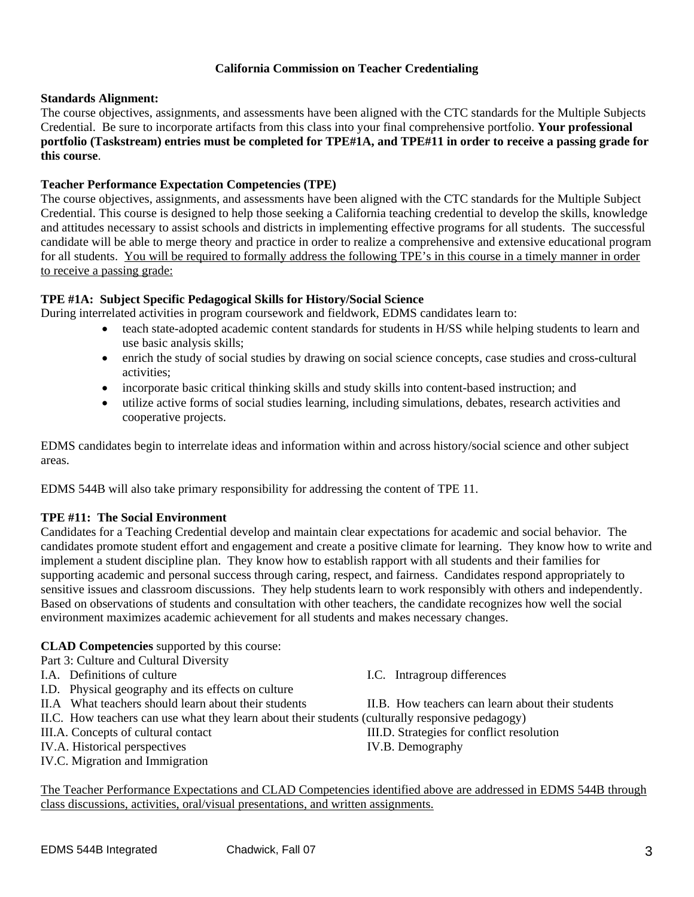## California Commission on Teacher Credentialing

**Standards Alignment:**
The course objectives, assignments, and assessments have been aligned with the CTC standards for the Multiple Subjects Credential. Be sure to incorporate artifacts from this class into your final comprehensive portfolio. **Your professional portfolio (Taskstream) entries must be completed for TPE#1A, and TPE#11 in order to receive a passing grade for this course**.

**Teacher Performance Expectation Competencies (TPE)**
The course objectives, assignments, and assessments have been aligned with the CTC standards for the Multiple Subject Credential. This course is designed to help those seeking a California teaching credential to develop the skills, knowledge and attitudes necessary to assist schools and districts in implementing effective programs for all students. The successful candidate will be able to merge theory and practice in order to realize a comprehensive and extensive educational program for all students. <u>You will be required to formally address the following TPE's in this course in a timely manner in order to receive a passing grade:</u>

**TPE #1A: Subject Specific Pedagogical Skills for History/Social Science**
During interrelated activities in program coursework and fieldwork, EDMS candidates learn to:

- teach state-adopted academic content standards for students in H/SS while helping students to learn and use basic analysis skills;
- enrich the study of social studies by drawing on social science concepts, case studies and cross-cultural activities;
- incorporate basic critical thinking skills and study skills into content-based instruction; and
- utilize active forms of social studies learning, including simulations, debates, research activities and cooperative projects.

EDMS candidates begin to interrelate ideas and information within and across history/social science and other subject areas.

EDMS 544B will also take primary responsibility for addressing the content of TPE 11.

**TPE #11: The Social Environment**
Candidates for a Teaching Credential develop and maintain clear expectations for academic and social behavior. The candidates promote student effort and engagement and create a positive climate for learning. They know how to write and implement a student discipline plan. They know how to establish rapport with all students and their families for supporting academic and personal success through caring, respect, and fairness. Candidates respond appropriately to sensitive issues and classroom discussions. They help students learn to work responsibly with others and independently. Based on observations of students and consultation with other teachers, the candidate recognizes how well the social environment maximizes academic achievement for all students and makes necessary changes.

**CLAD Competencies** supported by this course:
Part 3: Culture and Cultural Diversity

I.A. Definitions of culture
I.C. Intragroup differences
I.D. Physical geography and its effects on culture
II.A What teachers should learn about their students
II.B. How teachers can learn about their students
II.C. How teachers can use what they learn about their students (culturally responsive pedagogy)
III.A. Concepts of cultural contact
III.D. Strategies for conflict resolution
IV.A. Historical perspectives
IV.B. Demography
IV.C. Migration and Immigration

<u>The Teacher Performance Expectations and CLAD Competencies identified above are addressed in EDMS 544B through class discussions, activities, oral/visual presentations, and written assignments.</u>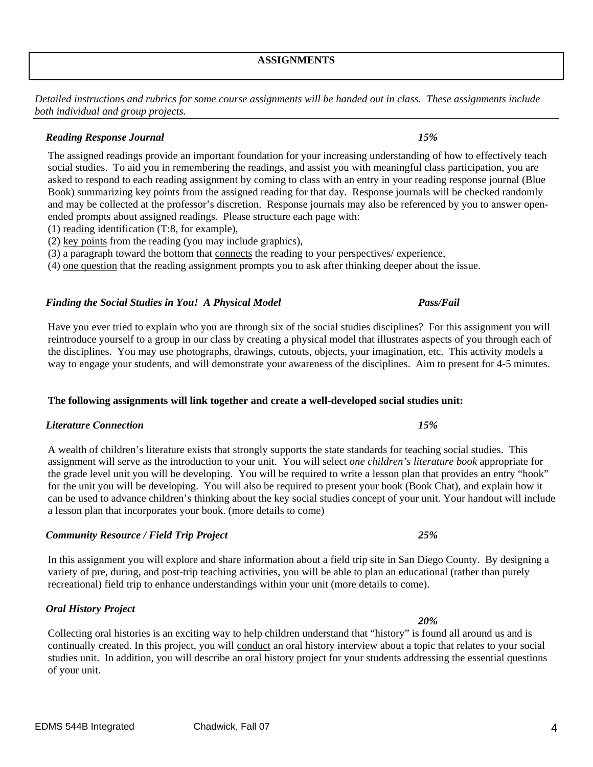## ASSIGNMENTS

*Detailed instructions and rubrics for some course assignments will be handed out in class. These assignments include both individual and group projects.*

### *Reading Response Journal* — *15%*

The assigned readings provide an important foundation for your increasing understanding of how to effectively teach social studies. To aid you in remembering the readings, and assist you with meaningful class participation, you are asked to respond to each reading assignment by coming to class with an entry in your reading response journal (Blue Book) summarizing key points from the assigned reading for that day. Response journals will be checked randomly and may be collected at the professor's discretion. Response journals may also be referenced by you to answer open-ended prompts about assigned readings. Please structure each page with:

(1) <u>reading</u> identification (T:8, for example),
(2) <u>key points</u> from the reading (you may include graphics),
(3) a paragraph toward the bottom that <u>connects</u> the reading to your perspectives/ experience,
(4) <u>one question</u> that the reading assignment prompts you to ask after thinking deeper about the issue.

### *Finding the Social Studies in You! A Physical Model* — *Pass/Fail*

Have you ever tried to explain who you are through six of the social studies disciplines? For this assignment you will reintroduce yourself to a group in our class by creating a physical model that illustrates aspects of you through each of the disciplines. You may use photographs, drawings, cutouts, objects, your imagination, etc. This activity models a way to engage your students, and will demonstrate your awareness of the disciplines. Aim to present for 4-5 minutes.

**The following assignments will link together and create a well-developed social studies unit:**

### *Literature Connection* — *15%*

A wealth of children's literature exists that strongly supports the state standards for teaching social studies. This assignment will serve as the introduction to your unit. You will select *one children's literature book* appropriate for the grade level unit you will be developing. You will be required to write a lesson plan that provides an entry "hook" for the unit you will be developing. You will also be required to present your book (Book Chat), and explain how it can be used to advance children's thinking about the key social studies concept of your unit. Your handout will include a lesson plan that incorporates your book. (more details to come)

### *Community Resource / Field Trip Project* — *25%*

In this assignment you will explore and share information about a field trip site in San Diego County. By designing a variety of pre, during, and post-trip teaching activities, you will be able to plan an educational (rather than purely recreational) field trip to enhance understandings within your unit (more details to come).

### *Oral History Project* — *20%*

Collecting oral histories is an exciting way to help children understand that "history" is found all around us and is continually created. In this project, you will <u>conduct</u> an oral history interview about a topic that relates to your social studies unit. In addition, you will describe an <u>oral history project</u> for your students addressing the essential questions of your unit.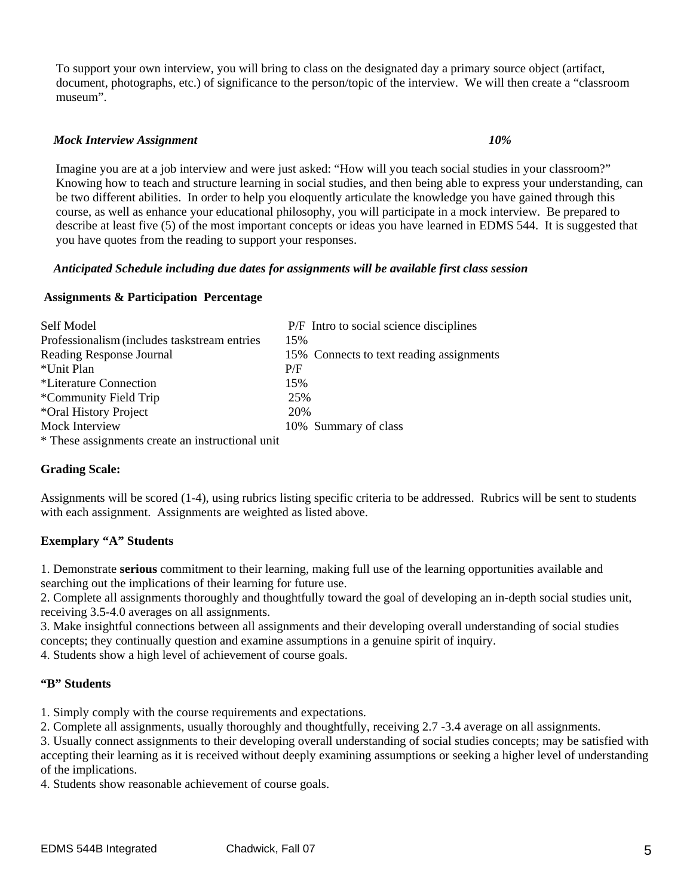To support your own interview, you will bring to class on the designated day a primary source object (artifact, document, photographs, etc.) of significance to the person/topic of the interview. We will then create a "classroom museum".

***Mock Interview Assignment*** ***10%***

Imagine you are at a job interview and were just asked: "How will you teach social studies in your classroom?" Knowing how to teach and structure learning in social studies, and then being able to express your understanding, can be two different abilities. In order to help you eloquently articulate the knowledge you have gained through this course, as well as enhance your educational philosophy, you will participate in a mock interview. Be prepared to describe at least five (5) of the most important concepts or ideas you have learned in EDMS 544. It is suggested that you have quotes from the reading to support your responses.

***Anticipated Schedule including due dates for assignments will be available first class session***

**Assignments & Participation Percentage**

| Assignment | Percentage |
|---|---|
| Self Model | P/F Intro to social science disciplines |
| Professionalism (includes taskstream entries | 15% |
| Reading Response Journal | 15% Connects to text reading assignments |
| *Unit Plan | P/F |
| *Literature Connection | 15% |
| *Community Field Trip | 25% |
| *Oral History Project | 20% |
| Mock Interview | 10% Summary of class |

* These assignments create an instructional unit

**Grading Scale:**

Assignments will be scored (1-4), using rubrics listing specific criteria to be addressed. Rubrics will be sent to students with each assignment. Assignments are weighted as listed above.

**Exemplary "A" Students**

1. Demonstrate **serious** commitment to their learning, making full use of the learning opportunities available and searching out the implications of their learning for future use.
2. Complete all assignments thoroughly and thoughtfully toward the goal of developing an in-depth social studies unit, receiving 3.5-4.0 averages on all assignments.
3. Make insightful connections between all assignments and their developing overall understanding of social studies concepts; they continually question and examine assumptions in a genuine spirit of inquiry.
4. Students show a high level of achievement of course goals.

**"B" Students**

1. Simply comply with the course requirements and expectations.
2. Complete all assignments, usually thoroughly and thoughtfully, receiving 2.7 -3.4 average on all assignments.
3. Usually connect assignments to their developing overall understanding of social studies concepts; may be satisfied with accepting their learning as it is received without deeply examining assumptions or seeking a higher level of understanding of the implications.
4. Students show reasonable achievement of course goals.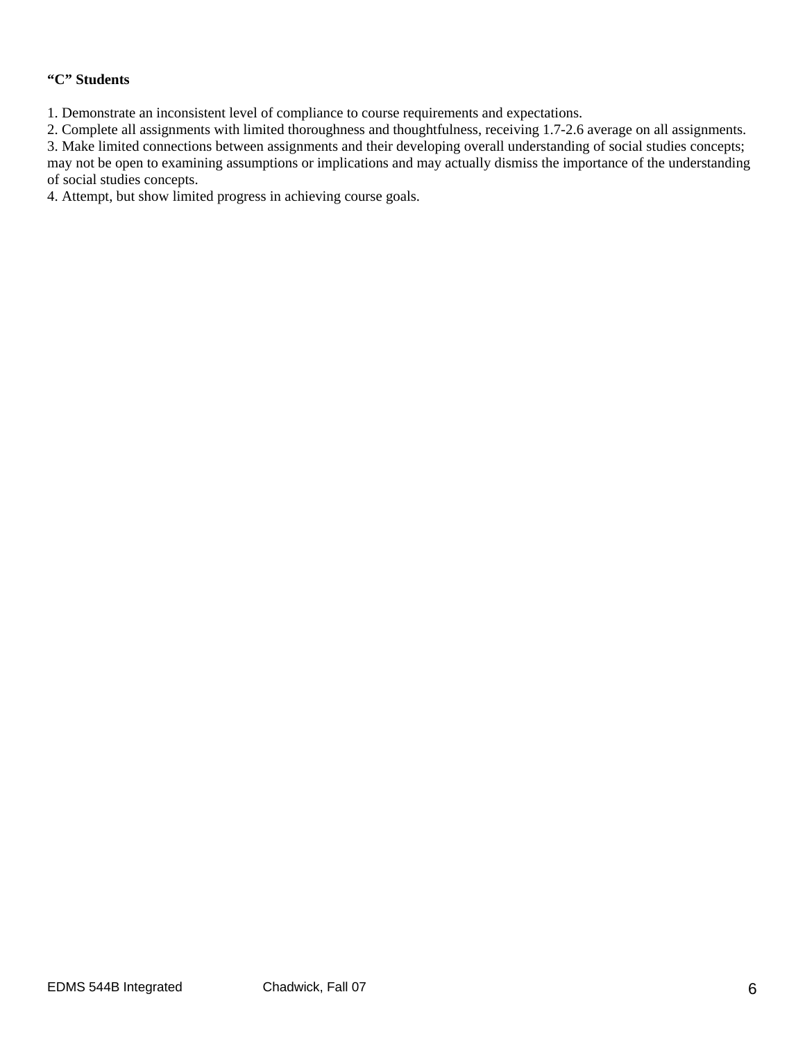**"C" Students**

1. Demonstrate an inconsistent level of compliance to course requirements and expectations.
2. Complete all assignments with limited thoroughness and thoughtfulness, receiving 1.7-2.6 average on all assignments.
3. Make limited connections between assignments and their developing overall understanding of social studies concepts; may not be open to examining assumptions or implications and may actually dismiss the importance of the understanding of social studies concepts.
4. Attempt, but show limited progress in achieving course goals.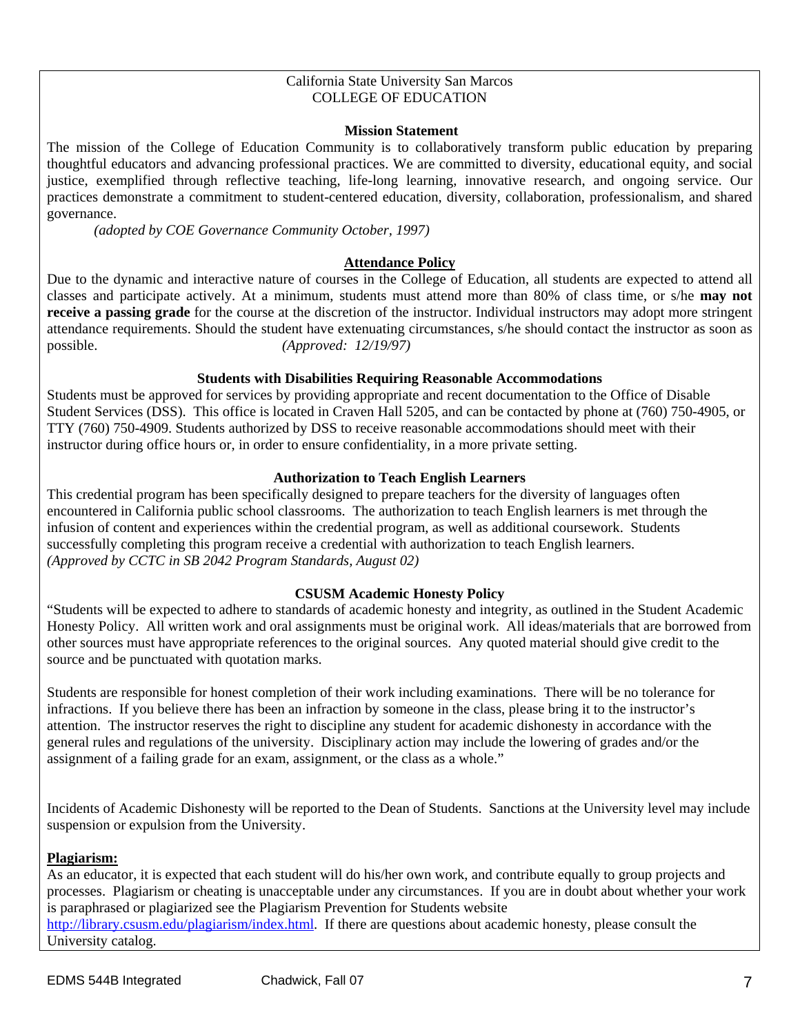California State University San Marcos
COLLEGE OF EDUCATION

### Mission Statement

The mission of the College of Education Community is to collaboratively transform public education by preparing thoughtful educators and advancing professional practices. We are committed to diversity, educational equity, and social justice, exemplified through reflective teaching, life-long learning, innovative research, and ongoing service. Our practices demonstrate a commitment to student-centered education, diversity, collaboration, professionalism, and shared governance.

*(adopted by COE Governance Community October, 1997)*

### Attendance Policy

Due to the dynamic and interactive nature of courses in the College of Education, all students are expected to attend all classes and participate actively. At a minimum, students must attend more than 80% of class time, or s/he **may not receive a passing grade** for the course at the discretion of the instructor. Individual instructors may adopt more stringent attendance requirements. Should the student have extenuating circumstances, s/he should contact the instructor as soon as possible. *(Approved: 12/19/97)*

### Students with Disabilities Requiring Reasonable Accommodations

Students must be approved for services by providing appropriate and recent documentation to the Office of Disable Student Services (DSS). This office is located in Craven Hall 5205, and can be contacted by phone at (760) 750-4905, or TTY (760) 750-4909. Students authorized by DSS to receive reasonable accommodations should meet with their instructor during office hours or, in order to ensure confidentiality, in a more private setting.

### Authorization to Teach English Learners

This credential program has been specifically designed to prepare teachers for the diversity of languages often encountered in California public school classrooms. The authorization to teach English learners is met through the infusion of content and experiences within the credential program, as well as additional coursework. Students successfully completing this program receive a credential with authorization to teach English learners.
*(Approved by CCTC in SB 2042 Program Standards, August 02)*

### CSUSM Academic Honesty Policy

"Students will be expected to adhere to standards of academic honesty and integrity, as outlined in the Student Academic Honesty Policy. All written work and oral assignments must be original work. All ideas/materials that are borrowed from other sources must have appropriate references to the original sources. Any quoted material should give credit to the source and be punctuated with quotation marks.

Students are responsible for honest completion of their work including examinations. There will be no tolerance for infractions. If you believe there has been an infraction by someone in the class, please bring it to the instructor's attention. The instructor reserves the right to discipline any student for academic dishonesty in accordance with the general rules and regulations of the university. Disciplinary action may include the lowering of grades and/or the assignment of a failing grade for an exam, assignment, or the class as a whole."

Incidents of Academic Dishonesty will be reported to the Dean of Students. Sanctions at the University level may include suspension or expulsion from the University.

**Plagiarism:**

As an educator, it is expected that each student will do his/her own work, and contribute equally to group projects and processes. Plagiarism or cheating is unacceptable under any circumstances. If you are in doubt about whether your work is paraphrased or plagiarized see the Plagiarism Prevention for Students website http://library.csusm.edu/plagiarism/index.html. If there are questions about academic honesty, please consult the University catalog.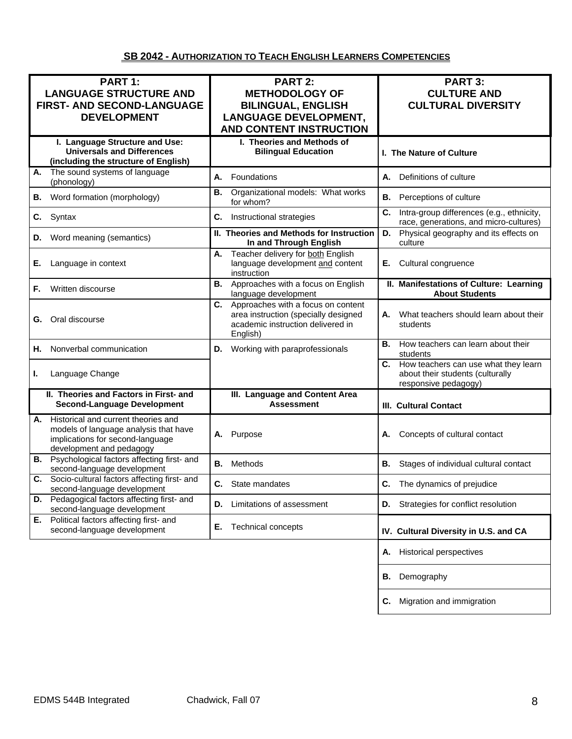## SB 2042 - AUTHORIZATION TO TEACH ENGLISH LEARNERS COMPETENCIES

| **PART 1: LANGUAGE STRUCTURE AND FIRST- AND SECOND-LANGUAGE DEVELOPMENT** | **PART 2: METHODOLOGY OF BILINGUAL, ENGLISH LANGUAGE DEVELOPMENT, AND CONTENT INSTRUCTION** | **PART 3: CULTURE AND CULTURAL DIVERSITY** |
|---|---|---|
| **I. Language Structure and Use: Universals and Differences (including the structure of English)** | **I. Theories and Methods of Bilingual Education** | **I. The Nature of Culture** |
| **A.** The sound systems of language (phonology) | **A.** Foundations | **A.** Definitions of culture |
| **B.** Word formation (morphology) | **B.** Organizational models: What works for whom? | **B.** Perceptions of culture |
| **C.** Syntax | **C.** Instructional strategies | **C.** Intra-group differences (e.g., ethnicity, race, generations, and micro-cultures) |
| **D.** Word meaning (semantics) | **II. Theories and Methods for Instruction In and Through English** | **D.** Physical geography and its effects on culture |
| **E.** Language in context | **A.** Teacher delivery for both English language development and content instruction | **E.** Cultural congruence |
| **F.** Written discourse | **B.** Approaches with a focus on English language development | **II. Manifestations of Culture: Learning About Students** |
| **G.** Oral discourse | **C.** Approaches with a focus on content area instruction (specially designed academic instruction delivered in English) | **A.** What teachers should learn about their students |
| **H.** Nonverbal communication | **D.** Working with paraprofessionals | **B.** How teachers can learn about their students |
| **I.** Language Change | | **C.** How teachers can use what they learn about their students (culturally responsive pedagogy) |
| **II. Theories and Factors in First- and Second-Language Development** | **III. Language and Content Area Assessment** | **III. Cultural Contact** |
| **A.** Historical and current theories and models of language analysis that have implications for second-language development and pedagogy | **A.** Purpose | **A.** Concepts of cultural contact |
| **B.** Psychological factors affecting first- and second-language development | **B.** Methods | **B.** Stages of individual cultural contact |
| **C.** Socio-cultural factors affecting first- and second-language development | **C.** State mandates | **C.** The dynamics of prejudice |
| **D.** Pedagogical factors affecting first- and second-language development | **D.** Limitations of assessment | **D.** Strategies for conflict resolution |
| **E.** Political factors affecting first- and second-language development | **E.** Technical concepts | **IV. Cultural Diversity in U.S. and CA** |
| | | **A.** Historical perspectives |
| | | **B.** Demography |
| | | **C.** Migration and immigration |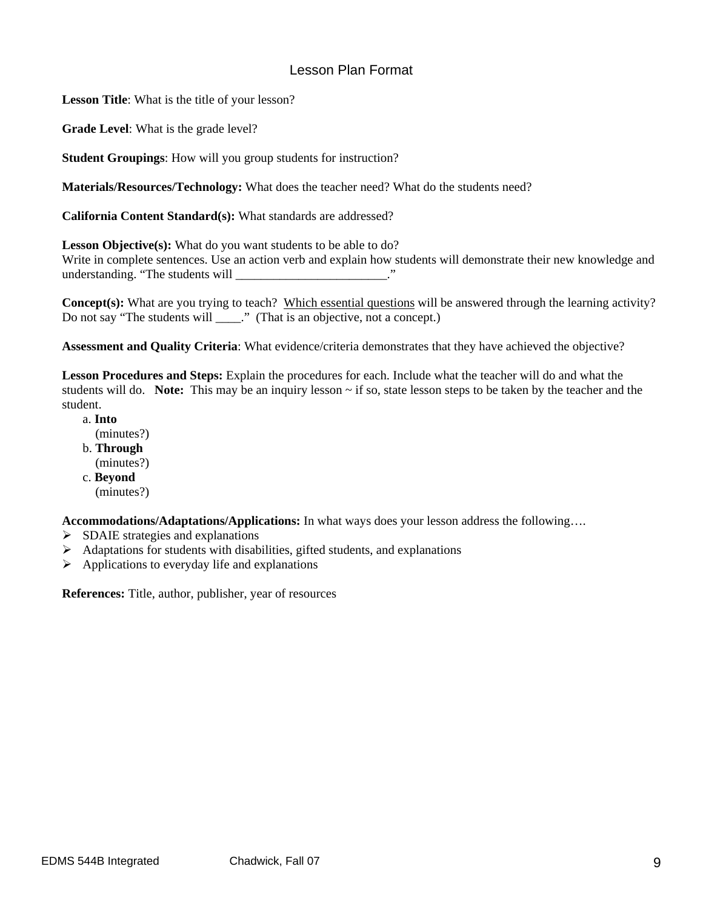# Lesson Plan Format

**Lesson Title**: What is the title of your lesson?

**Grade Level**: What is the grade level?

**Student Groupings**: How will you group students for instruction?

**Materials/Resources/Technology:** What does the teacher need? What do the students need?

**California Content Standard(s):** What standards are addressed?

**Lesson Objective(s):** What do you want students to be able to do?
Write in complete sentences. Use an action verb and explain how students will demonstrate their new knowledge and understanding. "The students will ________________________."

**Concept(s):** What are you trying to teach? <u>Which essential questions</u> will be answered through the learning activity? Do not say "The students will ____." (That is an objective, not a concept.)

**Assessment and Quality Criteria**: What evidence/criteria demonstrates that they have achieved the objective?

**Lesson Procedures and Steps:** Explain the procedures for each. Include what the teacher will do and what the students will do. **Note:** This may be an inquiry lesson ~ if so, state lesson steps to be taken by the teacher and the student.

a. **Into**
   (minutes?)
b. **Through**
   (minutes?)
c. **Beyond**
   (minutes?)

**Accommodations/Adaptations/Applications:** In what ways does your lesson address the following….

- SDAIE strategies and explanations
- Adaptations for students with disabilities, gifted students, and explanations
- Applications to everyday life and explanations

**References:** Title, author, publisher, year of resources